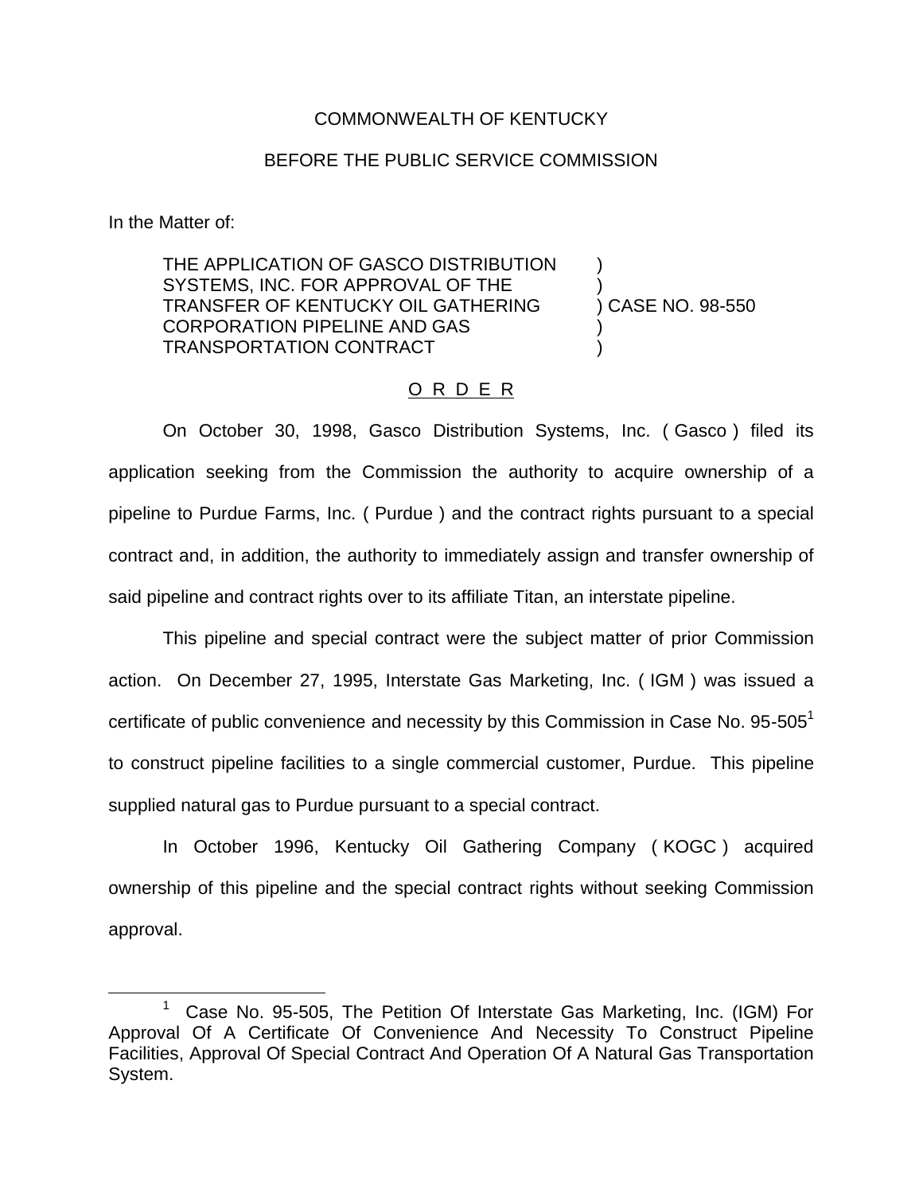COMMONWEALTH OF KENTUCKY

BEFORE THE PUBLIC SERVICE COMMISSION

In the Matter of:

THE APPLICATION OF GASCO DISTRIBUTION SYSTEMS, INC. FOR APPROVAL OF THE TRANSFER OF KENTUCKY OIL GATHERING CORPORATION PIPELINE AND GAS TRANSPORTATION CONTRACT ) CASE NO. 98-550

O R D E R

On October 30, 1998, Gasco Distribution Systems, Inc. ( Gasco ) filed its application seeking from the Commission the authority to acquire ownership of a pipeline to Purdue Farms, Inc. ( Purdue ) and the contract rights pursuant to a special contract and, in addition, the authority to immediately assign and transfer ownership of said pipeline and contract rights over to its affiliate Titan, an interstate pipeline.

This pipeline and special contract were the subject matter of prior Commission action. On December 27, 1995, Interstate Gas Marketing, Inc. ( IGM ) was issued a certificate of public convenience and necessity by this Commission in Case No. 95-505[1] to construct pipeline facilities to a single commercial customer, Purdue. This pipeline supplied natural gas to Purdue pursuant to a special contract.

In October 1996, Kentucky Oil Gathering Company ( KOGC ) acquired ownership of this pipeline and the special contract rights without seeking Commission approval.

[1] Case No. 95-505, The Petition Of Interstate Gas Marketing, Inc. (IGM) For Approval Of A Certificate Of Convenience And Necessity To Construct Pipeline Facilities, Approval Of Special Contract And Operation Of A Natural Gas Transportation System.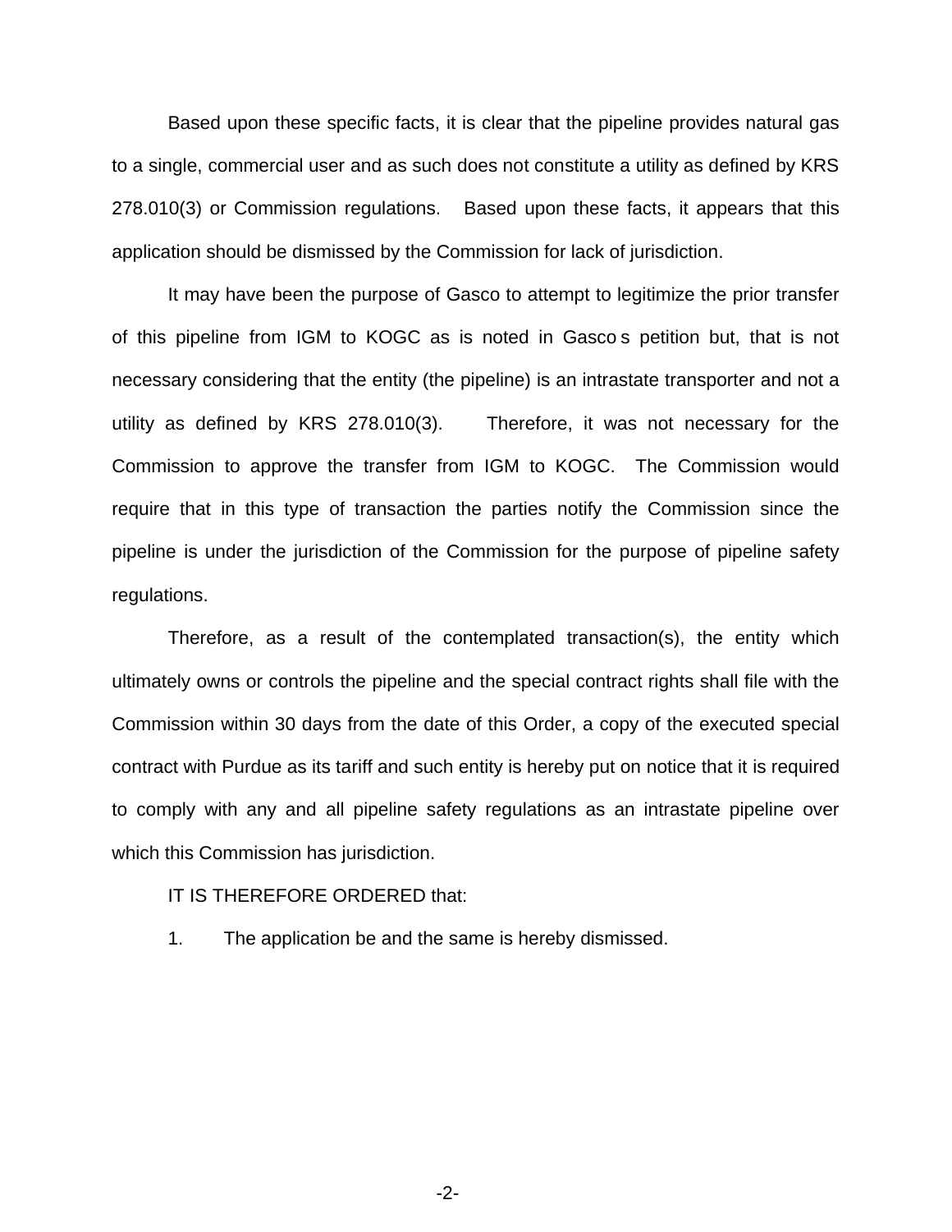Based upon these specific facts, it is clear that the pipeline provides natural gas to a single, commercial user and as such does not constitute a utility as defined by KRS 278.010(3) or Commission regulations. Based upon these facts, it appears that this application should be dismissed by the Commission for lack of jurisdiction.

It may have been the purpose of Gasco to attempt to legitimize the prior transfer of this pipeline from IGM to KOGC as is noted in Gasco s petition but, that is not necessary considering that the entity (the pipeline) is an intrastate transporter and not a utility as defined by KRS 278.010(3). Therefore, it was not necessary for the Commission to approve the transfer from IGM to KOGC. The Commission would require that in this type of transaction the parties notify the Commission since the pipeline is under the jurisdiction of the Commission for the purpose of pipeline safety regulations.

Therefore, as a result of the contemplated transaction(s), the entity which ultimately owns or controls the pipeline and the special contract rights shall file with the Commission within 30 days from the date of this Order, a copy of the executed special contract with Purdue as its tariff and such entity is hereby put on notice that it is required to comply with any and all pipeline safety regulations as an intrastate pipeline over which this Commission has jurisdiction.

IT IS THEREFORE ORDERED that:

1. The application be and the same is hereby dismissed.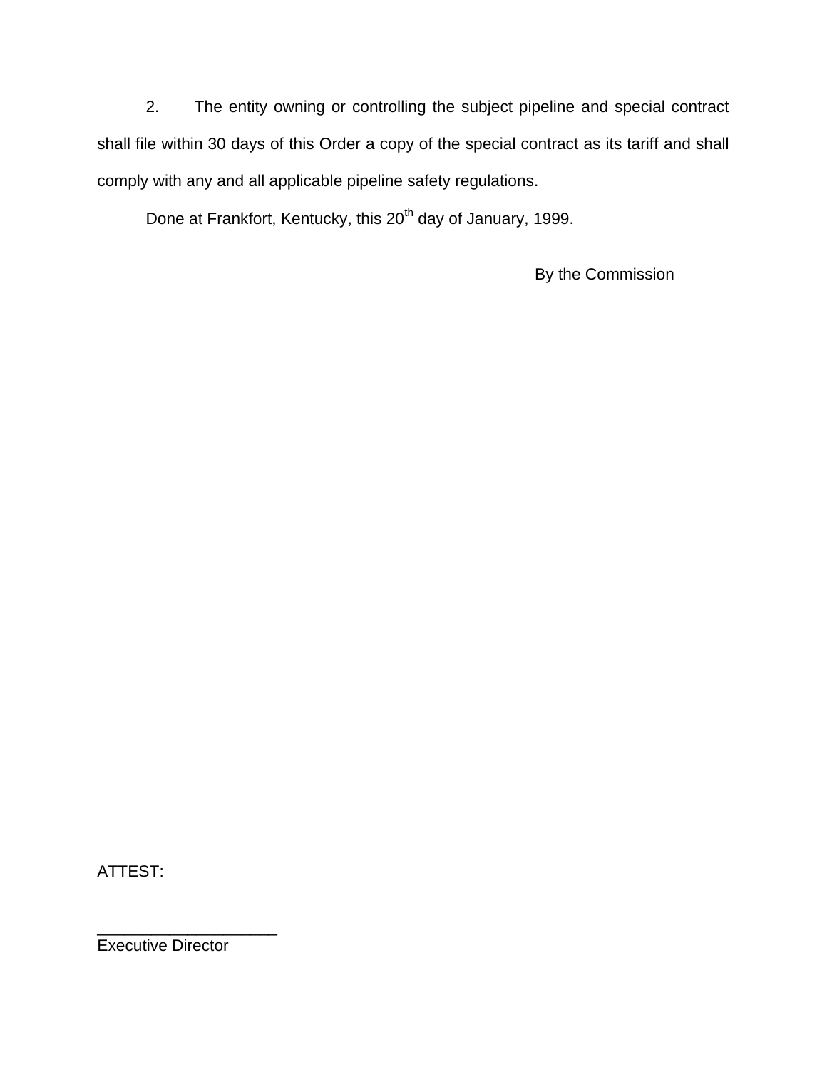2. The entity owning or controlling the subject pipeline and special contract shall file within 30 days of this Order a copy of the special contract as its tariff and shall comply with any and all applicable pipeline safety regulations.

Done at Frankfort, Kentucky, this 20th day of January, 1999.

By the Commission

ATTEST:

____________________
Executive Director